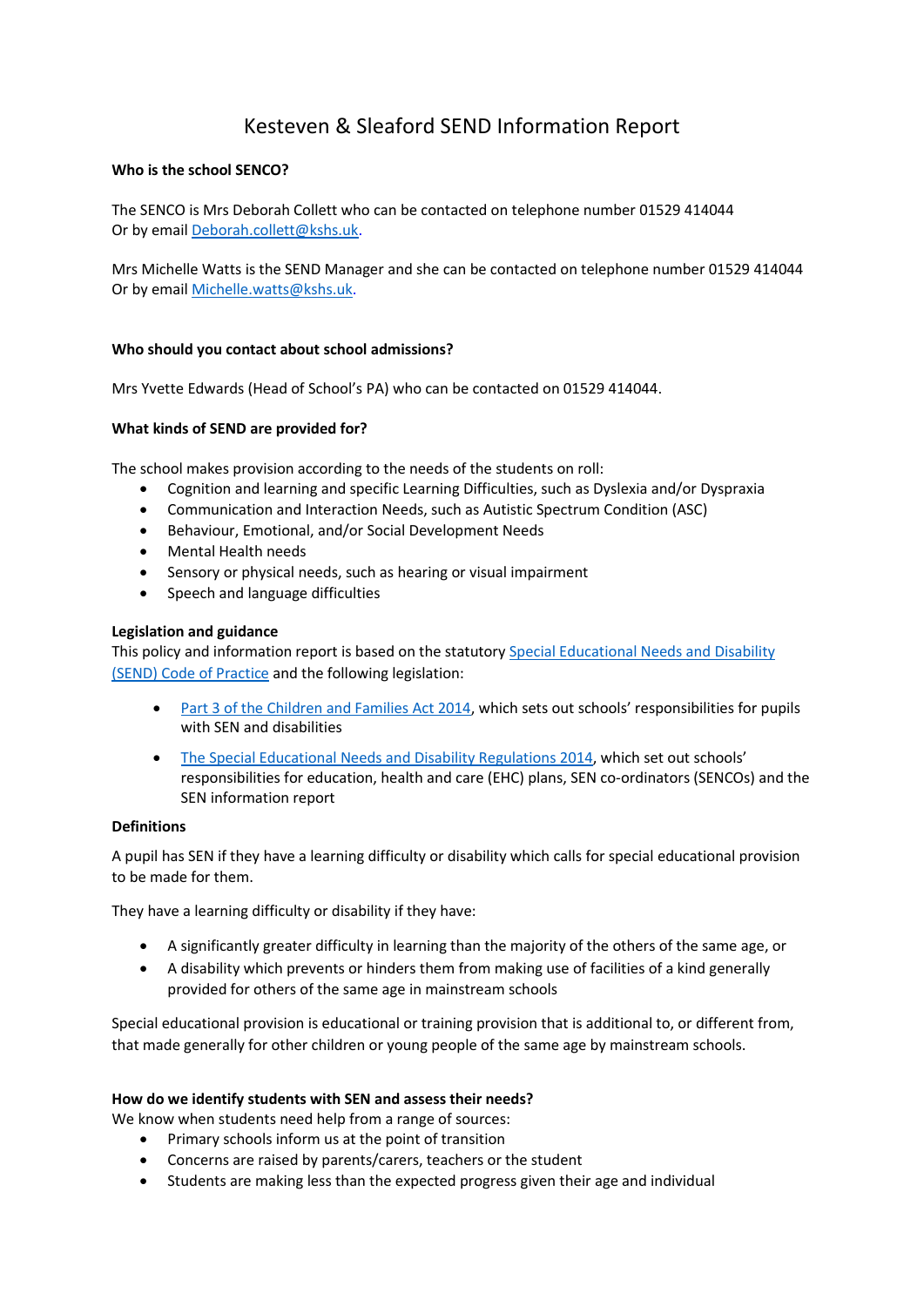# Kesteven & Sleaford SEND Information Report

**Who is the school SENCO?**

The SENCO is Mrs Deborah Collett who can be contacted on telephone number 01529 414044
Or by email Deborah.collett@kshs.uk.

Mrs Michelle Watts is the SEND Manager and she can be contacted on telephone number 01529 414044
Or by email Michelle.watts@kshs.uk.

**Who should you contact about school admissions?**

Mrs Yvette Edwards (Head of School's PA) who can be contacted on 01529 414044.

**What kinds of SEND are provided for?**

The school makes provision according to the needs of the students on roll:

- Cognition and learning and specific Learning Difficulties, such as Dyslexia and/or Dyspraxia
- Communication and Interaction Needs, such as Autistic Spectrum Condition (ASC)
- Behaviour, Emotional, and/or Social Development Needs
- Mental Health needs
- Sensory or physical needs, such as hearing or visual impairment
- Speech and language difficulties

**Legislation and guidance**

This policy and information report is based on the statutory Special Educational Needs and Disability (SEND) Code of Practice and the following legislation:

- Part 3 of the Children and Families Act 2014, which sets out schools' responsibilities for pupils with SEN and disabilities
- The Special Educational Needs and Disability Regulations 2014, which set out schools' responsibilities for education, health and care (EHC) plans, SEN co-ordinators (SENCOs) and the SEN information report

**Definitions**

A pupil has SEN if they have a learning difficulty or disability which calls for special educational provision to be made for them.

They have a learning difficulty or disability if they have:

- A significantly greater difficulty in learning than the majority of the others of the same age, or
- A disability which prevents or hinders them from making use of facilities of a kind generally provided for others of the same age in mainstream schools

Special educational provision is educational or training provision that is additional to, or different from, that made generally for other children or young people of the same age by mainstream schools.

**How do we identify students with SEN and assess their needs?**

We know when students need help from a range of sources:

- Primary schools inform us at the point of transition
- Concerns are raised by parents/carers, teachers or the student
- Students are making less than the expected progress given their age and individual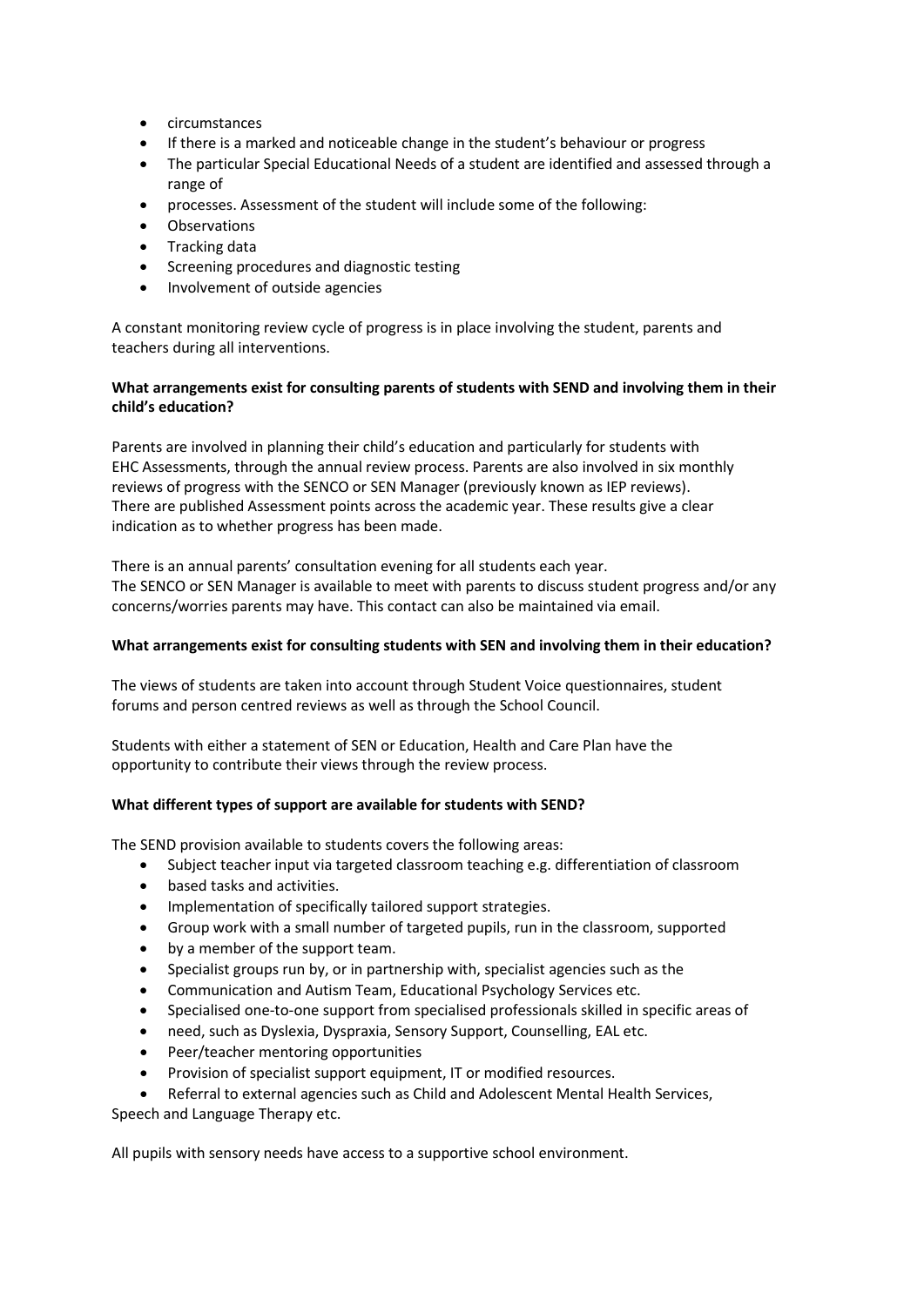- circumstances
- If there is a marked and noticeable change in the student's behaviour or progress
- The particular Special Educational Needs of a student are identified and assessed through a range of
- processes. Assessment of the student will include some of the following:
- Observations
- Tracking data
- Screening procedures and diagnostic testing
- Involvement of outside agencies

A constant monitoring review cycle of progress is in place involving the student, parents and teachers during all interventions.

**What arrangements exist for consulting parents of students with SEND and involving them in their child's education?**

Parents are involved in planning their child's education and particularly for students with EHC Assessments, through the annual review process. Parents are also involved in six monthly reviews of progress with the SENCO or SEN Manager (previously known as IEP reviews). There are published Assessment points across the academic year. These results give a clear indication as to whether progress has been made.

There is an annual parents' consultation evening for all students each year.
The SENCO or SEN Manager is available to meet with parents to discuss student progress and/or any concerns/worries parents may have. This contact can also be maintained via email.

**What arrangements exist for consulting students with SEN and involving them in their education?**

The views of students are taken into account through Student Voice questionnaires, student forums and person centred reviews as well as through the School Council.

Students with either a statement of SEN or Education, Health and Care Plan have the opportunity to contribute their views through the review process.

**What different types of support are available for students with SEND?**

The SEND provision available to students covers the following areas:

- Subject teacher input via targeted classroom teaching e.g. differentiation of classroom
- based tasks and activities.
- Implementation of specifically tailored support strategies.
- Group work with a small number of targeted pupils, run in the classroom, supported
- by a member of the support team.
- Specialist groups run by, or in partnership with, specialist agencies such as the
- Communication and Autism Team, Educational Psychology Services etc.
- Specialised one-to-one support from specialised professionals skilled in specific areas of
- need, such as Dyslexia, Dyspraxia, Sensory Support, Counselling, EAL etc.
- Peer/teacher mentoring opportunities
- Provision of specialist support equipment, IT or modified resources.
- Referral to external agencies such as Child and Adolescent Mental Health Services, Speech and Language Therapy etc.

All pupils with sensory needs have access to a supportive school environment.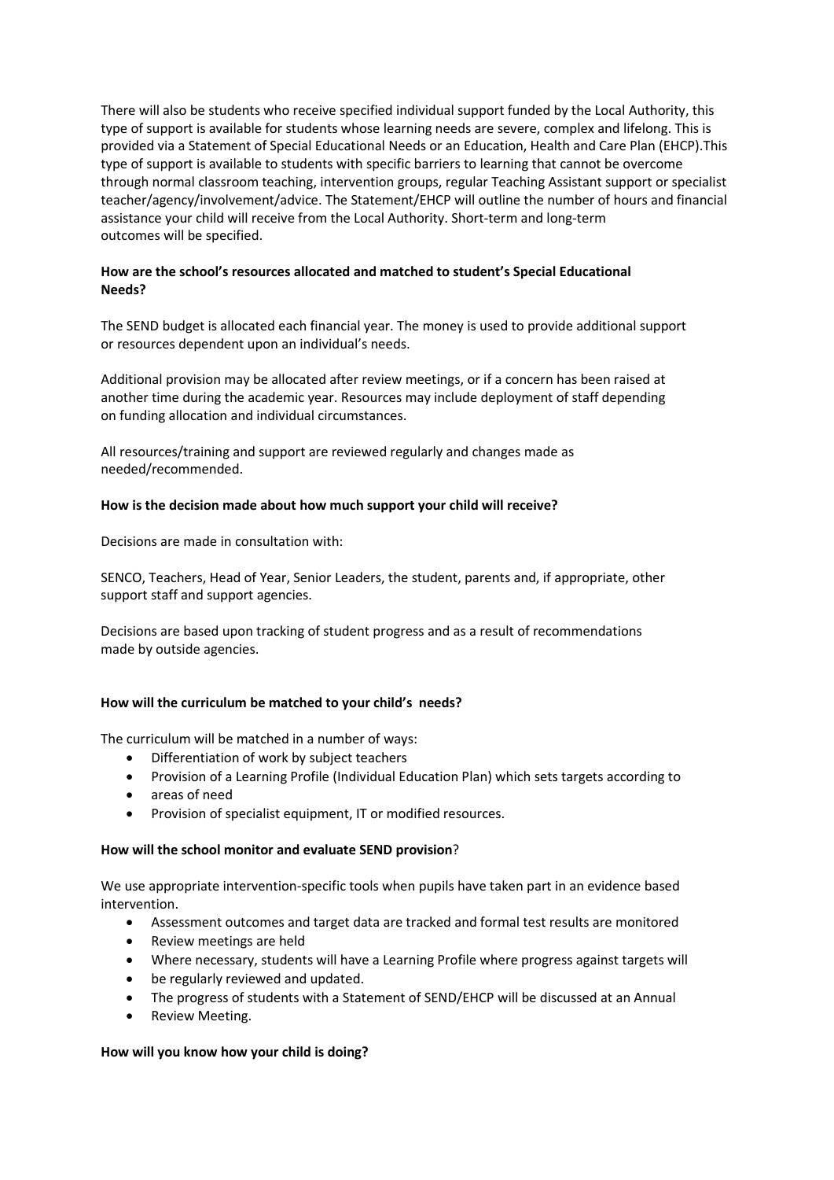There will also be students who receive specified individual support funded by the Local Authority, this type of support is available for students whose learning needs are severe, complex and lifelong. This is provided via a Statement of Special Educational Needs or an Education, Health and Care Plan (EHCP).This type of support is available to students with specific barriers to learning that cannot be overcome through normal classroom teaching, intervention groups, regular Teaching Assistant support or specialist teacher/agency/involvement/advice. The Statement/EHCP will outline the number of hours and financial assistance your child will receive from the Local Authority. Short-term and long-term outcomes will be specified.

**How are the school's resources allocated and matched to student's Special Educational Needs?**

The SEND budget is allocated each financial year. The money is used to provide additional support or resources dependent upon an individual's needs.

Additional provision may be allocated after review meetings, or if a concern has been raised at another time during the academic year. Resources may include deployment of staff depending on funding allocation and individual circumstances.

All resources/training and support are reviewed regularly and changes made as needed/recommended.

**How is the decision made about how much support your child will receive?**

Decisions are made in consultation with:

SENCO, Teachers, Head of Year, Senior Leaders, the student, parents and, if appropriate, other support staff and support agencies.

Decisions are based upon tracking of student progress and as a result of recommendations made by outside agencies.

**How will the curriculum be matched to your child's needs?**

The curriculum will be matched in a number of ways:

- Differentiation of work by subject teachers
- Provision of a Learning Profile (Individual Education Plan) which sets targets according to
- areas of need
- Provision of specialist equipment, IT or modified resources.

**How will the school monitor and evaluate SEND provision**?

We use appropriate intervention-specific tools when pupils have taken part in an evidence based intervention.

- Assessment outcomes and target data are tracked and formal test results are monitored
- Review meetings are held
- Where necessary, students will have a Learning Profile where progress against targets will
- be regularly reviewed and updated.
- The progress of students with a Statement of SEND/EHCP will be discussed at an Annual
- Review Meeting.

**How will you know how your child is doing?**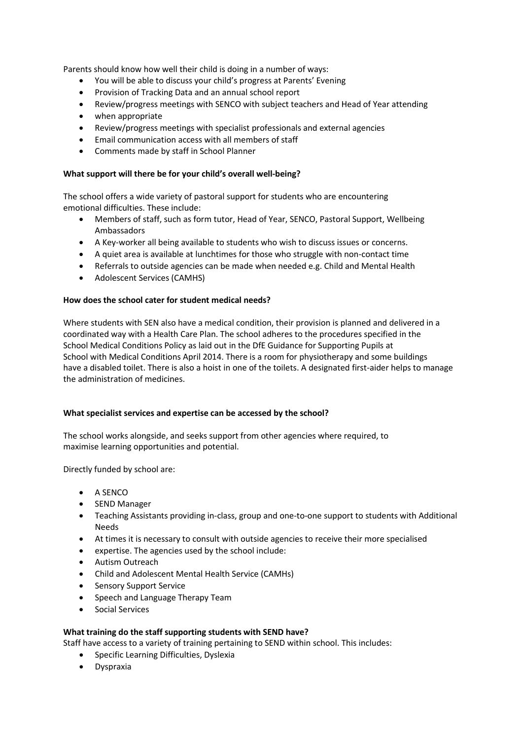Parents should know how well their child is doing in a number of ways:

- You will be able to discuss your child's progress at Parents' Evening
- Provision of Tracking Data and an annual school report
- Review/progress meetings with SENCO with subject teachers and Head of Year attending
- when appropriate
- Review/progress meetings with specialist professionals and external agencies
- Email communication access with all members of staff
- Comments made by staff in School Planner

**What support will there be for your child's overall well-being?**

The school offers a wide variety of pastoral support for students who are encountering emotional difficulties. These include:

- Members of staff, such as form tutor, Head of Year, SENCO, Pastoral Support, Wellbeing Ambassadors
- A Key-worker all being available to students who wish to discuss issues or concerns.
- A quiet area is available at lunchtimes for those who struggle with non-contact time
- Referrals to outside agencies can be made when needed e.g. Child and Mental Health
- Adolescent Services (CAMHS)

**How does the school cater for student medical needs?**

Where students with SEN also have a medical condition, their provision is planned and delivered in a coordinated way with a Health Care Plan. The school adheres to the procedures specified in the School Medical Conditions Policy as laid out in the DfE Guidance for Supporting Pupils at School with Medical Conditions April 2014. There is a room for physiotherapy and some buildings have a disabled toilet. There is also a hoist in one of the toilets. A designated first-aider helps to manage the administration of medicines.

**What specialist services and expertise can be accessed by the school?**

The school works alongside, and seeks support from other agencies where required, to maximise learning opportunities and potential.

Directly funded by school are:

- A SENCO
- SEND Manager
- Teaching Assistants providing in-class, group and one-to-one support to students with Additional Needs
- At times it is necessary to consult with outside agencies to receive their more specialised
- expertise. The agencies used by the school include:
- Autism Outreach
- Child and Adolescent Mental Health Service (CAMHs)
- Sensory Support Service
- Speech and Language Therapy Team
- Social Services

**What training do the staff supporting students with SEND have?**

Staff have access to a variety of training pertaining to SEND within school. This includes:

- Specific Learning Difficulties, Dyslexia
- Dyspraxia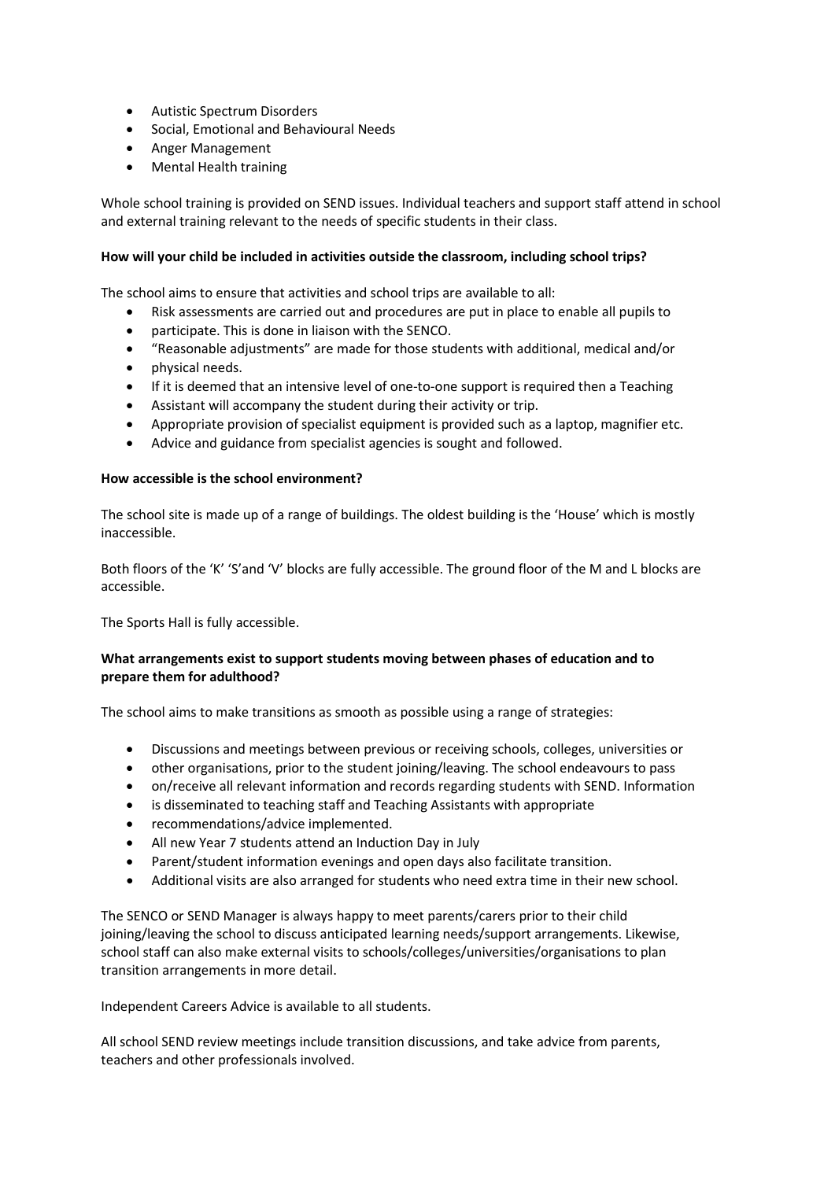- Autistic Spectrum Disorders
- Social, Emotional and Behavioural Needs
- Anger Management
- Mental Health training

Whole school training is provided on SEND issues. Individual teachers and support staff attend in school and external training relevant to the needs of specific students in their class.

**How will your child be included in activities outside the classroom, including school trips?**

The school aims to ensure that activities and school trips are available to all:

- Risk assessments are carried out and procedures are put in place to enable all pupils to
- participate. This is done in liaison with the SENCO.
- "Reasonable adjustments" are made for those students with additional, medical and/or
- physical needs.
- If it is deemed that an intensive level of one-to-one support is required then a Teaching
- Assistant will accompany the student during their activity or trip.
- Appropriate provision of specialist equipment is provided such as a laptop, magnifier etc.
- Advice and guidance from specialist agencies is sought and followed.

**How accessible is the school environment?**

The school site is made up of a range of buildings. The oldest building is the 'House' which is mostly inaccessible.

Both floors of the 'K' 'S'and 'V' blocks are fully accessible. The ground floor of the M and L blocks are accessible.

The Sports Hall is fully accessible.

**What arrangements exist to support students moving between phases of education and to prepare them for adulthood?**

The school aims to make transitions as smooth as possible using a range of strategies:

- Discussions and meetings between previous or receiving schools, colleges, universities or
- other organisations, prior to the student joining/leaving. The school endeavours to pass
- on/receive all relevant information and records regarding students with SEND. Information
- is disseminated to teaching staff and Teaching Assistants with appropriate
- recommendations/advice implemented.
- All new Year 7 students attend an Induction Day in July
- Parent/student information evenings and open days also facilitate transition.
- Additional visits are also arranged for students who need extra time in their new school.

The SENCO or SEND Manager is always happy to meet parents/carers prior to their child joining/leaving the school to discuss anticipated learning needs/support arrangements. Likewise, school staff can also make external visits to schools/colleges/universities/organisations to plan transition arrangements in more detail.

Independent Careers Advice is available to all students.

All school SEND review meetings include transition discussions, and take advice from parents, teachers and other professionals involved.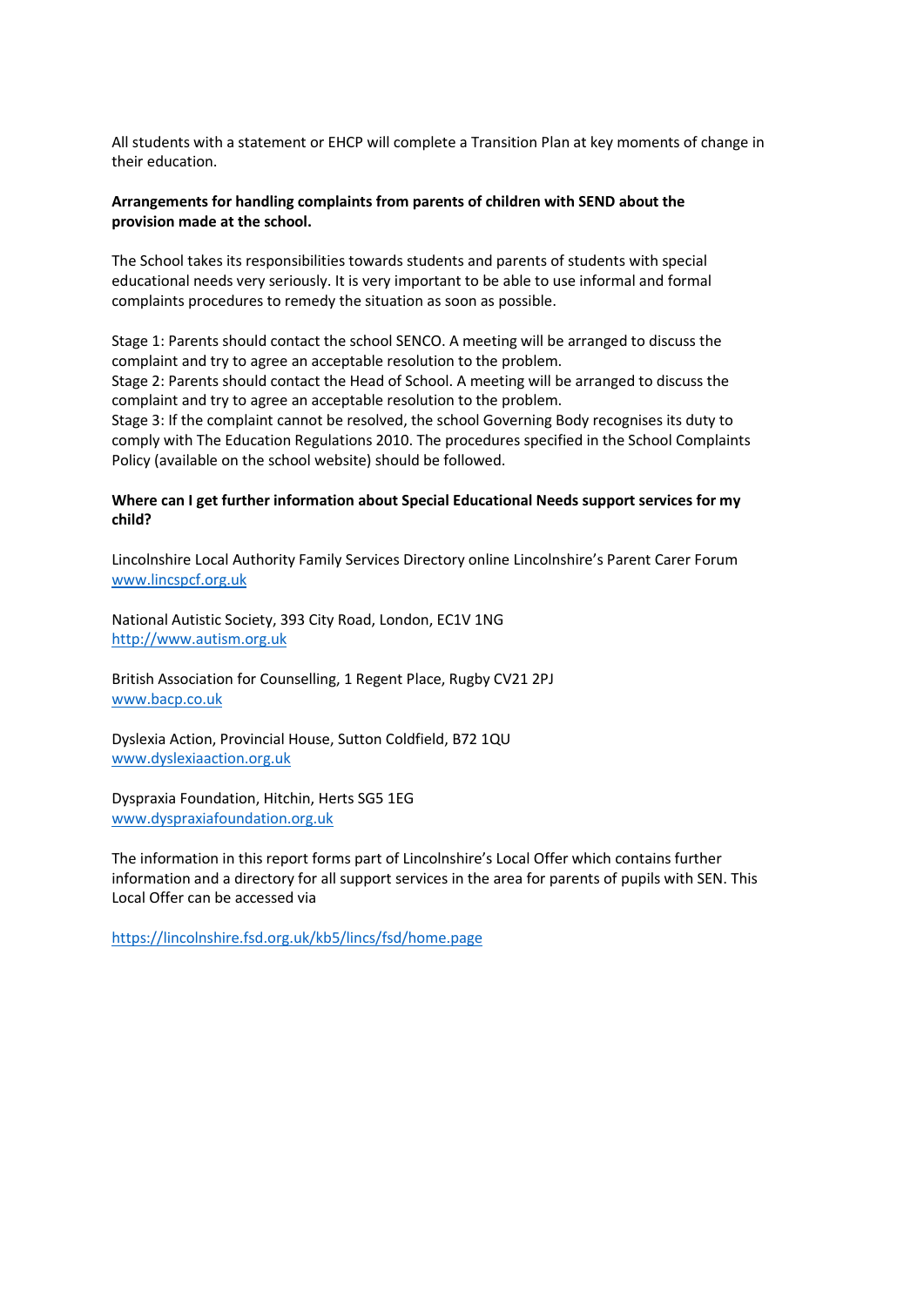All students with a statement or EHCP will complete a Transition Plan at key moments of change in their education.

**Arrangements for handling complaints from parents of children with SEND about the provision made at the school.**

The School takes its responsibilities towards students and parents of students with special educational needs very seriously. It is very important to be able to use informal and formal complaints procedures to remedy the situation as soon as possible.

Stage 1: Parents should contact the school SENCO. A meeting will be arranged to discuss the complaint and try to agree an acceptable resolution to the problem.
Stage 2: Parents should contact the Head of School. A meeting will be arranged to discuss the complaint and try to agree an acceptable resolution to the problem.
Stage 3: If the complaint cannot be resolved, the school Governing Body recognises its duty to comply with The Education Regulations 2010. The procedures specified in the School Complaints Policy (available on the school website) should be followed.

**Where can I get further information about Special Educational Needs support services for my child?**

Lincolnshire Local Authority Family Services Directory online Lincolnshire's Parent Carer Forum
www.lincspcf.org.uk

National Autistic Society, 393 City Road, London, EC1V 1NG
http://www.autism.org.uk

British Association for Counselling, 1 Regent Place, Rugby CV21 2PJ
www.bacp.co.uk

Dyslexia Action, Provincial House, Sutton Coldfield, B72 1QU
www.dyslexiaaction.org.uk

Dyspraxia Foundation, Hitchin, Herts SG5 1EG
www.dyspraxiafoundation.org.uk

The information in this report forms part of Lincolnshire's Local Offer which contains further information and a directory for all support services in the area for parents of pupils with SEN. This Local Offer can be accessed via

https://lincolnshire.fsd.org.uk/kb5/lincs/fsd/home.page